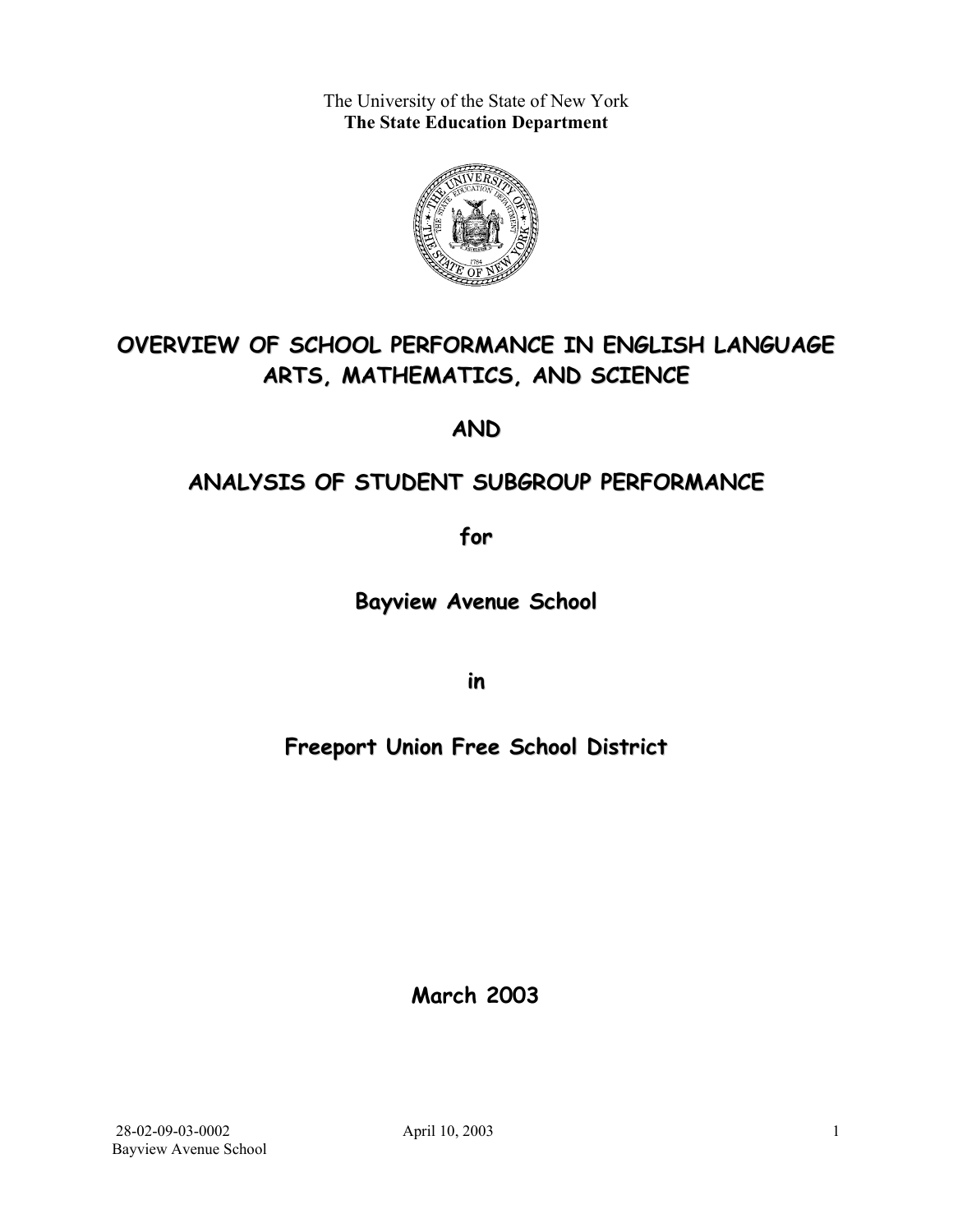The University of the State of New York
**The State Education Department**

# OVERVIEW OF SCHOOL PERFORMANCE IN ENGLISH LANGUAGE ARTS, MATHEMATICS, AND SCIENCE

# AND

# ANALYSIS OF STUDENT SUBGROUP PERFORMANCE

## for

## Bayview Avenue School

## in

## Freeport Union Free School District

**March 2003**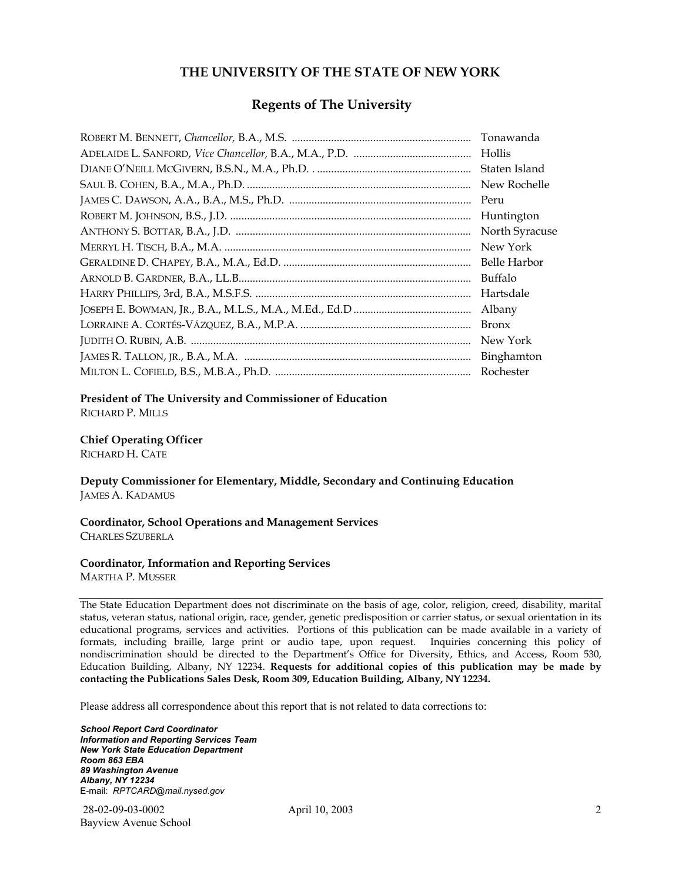## THE UNIVERSITY OF THE STATE OF NEW YORK

### Regents of The University

| | |
|---|---|
| ROBERT M. BENNETT, *Chancellor,* B.A., M.S. | Tonawanda |
| ADELAIDE L. SANFORD, *Vice Chancellor,* B.A., M.A., P.D. | Hollis |
| DIANE O'NEILL MCGIVERN, B.S.N., M.A., Ph.D. | Staten Island |
| SAUL B. COHEN, B.A., M.A., Ph.D. | New Rochelle |
| JAMES C. DAWSON, A.A., B.A., M.S., Ph.D. | Peru |
| ROBERT M. JOHNSON, B.S., J.D. | Huntington |
| ANTHONY S. BOTTAR, B.A., J.D. | North Syracuse |
| MERRYL H. TISCH, B.A., M.A. | New York |
| GERALDINE D. CHAPEY, B.A., M.A., Ed.D. | Belle Harbor |
| ARNOLD B. GARDNER, B.A., LL.B. | Buffalo |
| HARRY PHILLIPS, 3rd, B.A., M.S.F.S. | Hartsdale |
| JOSEPH E. BOWMAN, JR., B.A., M.L.S., M.A., M.Ed., Ed.D | Albany |
| LORRAINE A. CORTÉS-VÁZQUEZ, B.A., M.P.A. | Bronx |
| JUDITH O. RUBIN, A.B. | New York |
| JAMES R. TALLON, JR., B.A., M.A. | Binghamton |
| MILTON L. COFIELD, B.S., M.B.A., Ph.D. | Rochester |

**President of The University and Commissioner of Education**
RICHARD P. MILLS

**Chief Operating Officer**
RICHARD H. CATE

**Deputy Commissioner for Elementary, Middle, Secondary and Continuing Education**
JAMES A. KADAMUS

**Coordinator, School Operations and Management Services**
CHARLES SZUBERLA

**Coordinator, Information and Reporting Services**
MARTHA P. MUSSER

---

The State Education Department does not discriminate on the basis of age, color, religion, creed, disability, marital status, veteran status, national origin, race, gender, genetic predisposition or carrier status, or sexual orientation in its educational programs, services and activities. Portions of this publication can be made available in a variety of formats, including braille, large print or audio tape, upon request. Inquiries concerning this policy of nondiscrimination should be directed to the Department's Office for Diversity, Ethics, and Access, Room 530, Education Building, Albany, NY 12234. **Requests for additional copies of this publication may be made by contacting the Publications Sales Desk, Room 309, Education Building, Albany, NY 12234.**

Please address all correspondence about this report that is not related to data corrections to:

***School Report Card Coordinator***
***Information and Reporting Services Team***
***New York State Education Department***
***Room 863 EBA***
***89 Washington Avenue***
***Albany, NY 12234***
E-mail: *RPTCARD@mail.nysed.gov*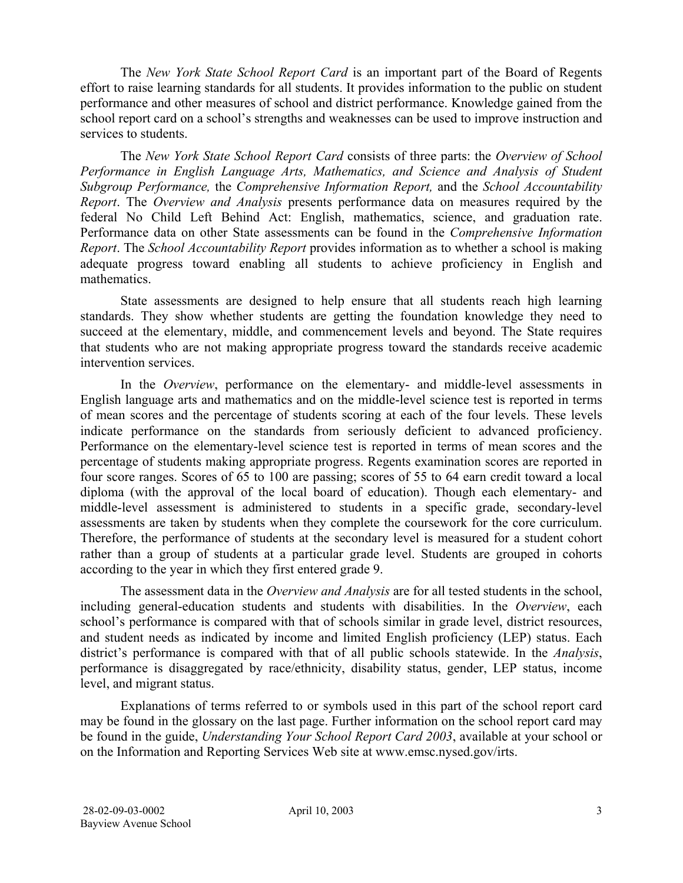The *New York State School Report Card* is an important part of the Board of Regents effort to raise learning standards for all students. It provides information to the public on student performance and other measures of school and district performance. Knowledge gained from the school report card on a school's strengths and weaknesses can be used to improve instruction and services to students.

The *New York State School Report Card* consists of three parts: the *Overview of School Performance in English Language Arts, Mathematics, and Science and Analysis of Student Subgroup Performance,* the *Comprehensive Information Report,* and the *School Accountability Report*. The *Overview and Analysis* presents performance data on measures required by the federal No Child Left Behind Act: English, mathematics, science, and graduation rate. Performance data on other State assessments can be found in the *Comprehensive Information Report*. The *School Accountability Report* provides information as to whether a school is making adequate progress toward enabling all students to achieve proficiency in English and mathematics.

State assessments are designed to help ensure that all students reach high learning standards. They show whether students are getting the foundation knowledge they need to succeed at the elementary, middle, and commencement levels and beyond. The State requires that students who are not making appropriate progress toward the standards receive academic intervention services.

In the *Overview*, performance on the elementary- and middle-level assessments in English language arts and mathematics and on the middle-level science test is reported in terms of mean scores and the percentage of students scoring at each of the four levels. These levels indicate performance on the standards from seriously deficient to advanced proficiency. Performance on the elementary-level science test is reported in terms of mean scores and the percentage of students making appropriate progress. Regents examination scores are reported in four score ranges. Scores of 65 to 100 are passing; scores of 55 to 64 earn credit toward a local diploma (with the approval of the local board of education). Though each elementary- and middle-level assessment is administered to students in a specific grade, secondary-level assessments are taken by students when they complete the coursework for the core curriculum. Therefore, the performance of students at the secondary level is measured for a student cohort rather than a group of students at a particular grade level. Students are grouped in cohorts according to the year in which they first entered grade 9.

The assessment data in the *Overview and Analysis* are for all tested students in the school, including general-education students and students with disabilities. In the *Overview*, each school's performance is compared with that of schools similar in grade level, district resources, and student needs as indicated by income and limited English proficiency (LEP) status. Each district's performance is compared with that of all public schools statewide. In the *Analysis*, performance is disaggregated by race/ethnicity, disability status, gender, LEP status, income level, and migrant status.

Explanations of terms referred to or symbols used in this part of the school report card may be found in the glossary on the last page. Further information on the school report card may be found in the guide, *Understanding Your School Report Card 2003*, available at your school or on the Information and Reporting Services Web site at www.emsc.nysed.gov/irts.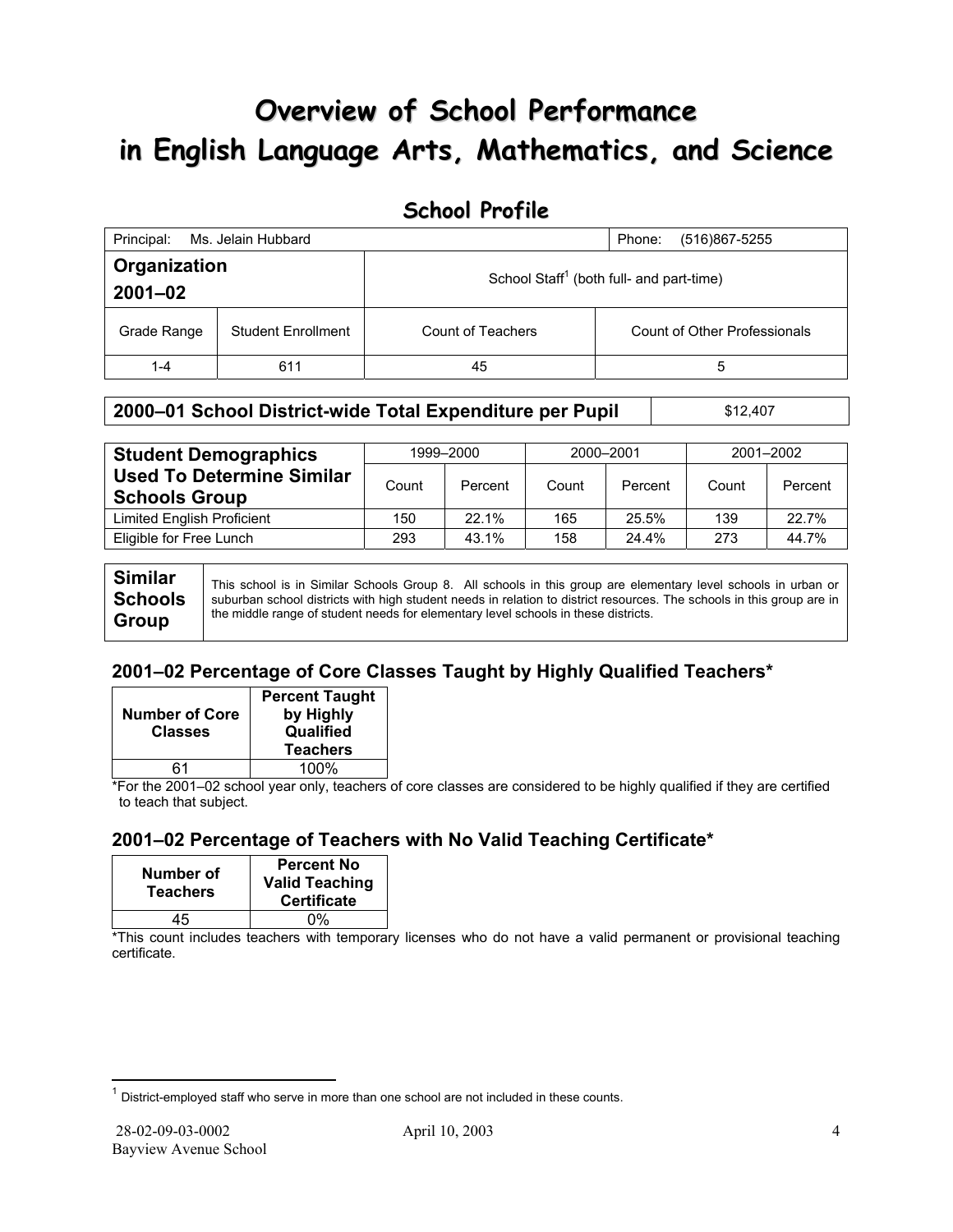# Overview of School Performance in English Language Arts, Mathematics, and Science

## School Profile

| Principal: Ms. Jelain Hubbard | | Phone: (516)867-5255 | |
|---|---|---|---|
| **Organization 2001–02** | | School Staff[1] (both full- and part-time) | |
| Grade Range | Student Enrollment | Count of Teachers | Count of Other Professionals |
| 1-4 | 611 | 45 | 5 |

| **2000–01 School District-wide Total Expenditure per Pupil** | $12,407 |
|---|---|

| **Student Demographics Used To Determine Similar Schools Group** | 1999–2000 | | 2000–2001 | | 2001–2002 | |
|---|---|---|---|---|---|---|
| | Count | Percent | Count | Percent | Count | Percent |
| Limited English Proficient | 150 | 22.1% | 165 | 25.5% | 139 | 22.7% |
| Eligible for Free Lunch | 293 | 43.1% | 158 | 24.4% | 273 | 44.7% |

| **Similar Schools Group** | This school is in Similar Schools Group 8. All schools in this group are elementary level schools in urban or suburban school districts with high student needs in relation to district resources. The schools in this group are in the middle range of student needs for elementary level schools in these districts. |
|---|---|

### 2001–02 Percentage of Core Classes Taught by Highly Qualified Teachers*

| Number of Core Classes | Percent Taught by Highly Qualified Teachers |
|---|---|
| 61 | 100% |

*For the 2001–02 school year only, teachers of core classes are considered to be highly qualified if they are certified to teach that subject.

### 2001–02 Percentage of Teachers with No Valid Teaching Certificate*

| Number of Teachers | Percent No Valid Teaching Certificate |
|---|---|
| 45 | 0% |

*This count includes teachers with temporary licenses who do not have a valid permanent or provisional teaching certificate.

[1] District-employed staff who serve in more than one school are not included in these counts.

28-02-09-03-0002
Bayview Avenue School

April 10, 2003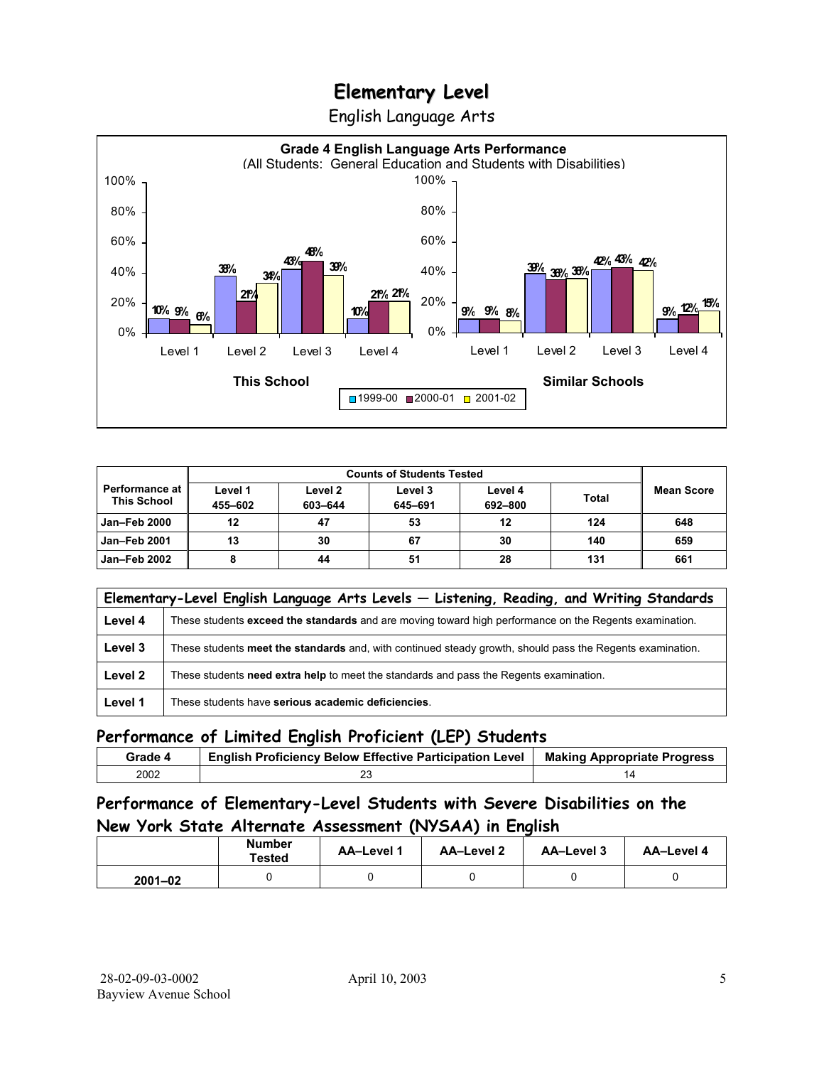# Elementary Level

English Language Arts

Grade 4 English Language Arts Performance
(All Students: General Education and Students with Disabilities)

100%
80%
60%
40%
20%
0%

10% 9% 6%
38% 21% 34%
43% 48% 39%
10% 21% 21%

Level 1 Level 2 Level 3 Level 4

This School

9% 9% 8%
39% 36% 36%
42% 43% 42%
9% 12% 15%

Level 1 Level 2 Level 3 Level 4

Similar Schools

1999-00 2000-01 2001-02

| Performance at This School | Counts of Students Tested | | | | | Mean Score |
|---|---|---|---|---|---|---|
| | Level 1 455–602 | Level 2 603–644 | Level 3 645–691 | Level 4 692–800 | Total | |
| Jan–Feb 2000 | 12 | 47 | 53 | 12 | 124 | 648 |
| Jan–Feb 2001 | 13 | 30 | 67 | 30 | 140 | 659 |
| Jan–Feb 2002 | 8 | 44 | 51 | 28 | 131 | 661 |

| Elementary-Level English Language Arts Levels — Listening, Reading, and Writing Standards | |
|---|---|
| Level 4 | These students **exceed the standards** and are moving toward high performance on the Regents examination. |
| Level 3 | These students **meet the standards** and, with continued steady growth, should pass the Regents examination. |
| Level 2 | These students **need extra help** to meet the standards and pass the Regents examination. |
| Level 1 | These students have **serious academic deficiencies**. |

## Performance of Limited English Proficient (LEP) Students

| Grade 4 | English Proficiency Below Effective Participation Level | Making Appropriate Progress |
|---|---|---|
| 2002 | 23 | 14 |

## Performance of Elementary-Level Students with Severe Disabilities on the New York State Alternate Assessment (NYSAA) in English

| | Number Tested | AA–Level 1 | AA–Level 2 | AA–Level 3 | AA–Level 4 |
|---|---|---|---|---|---|
| 2001–02 | 0 | 0 | 0 | 0 | 0 |

28-02-09-03-0002
Bayview Avenue School

April 10, 2003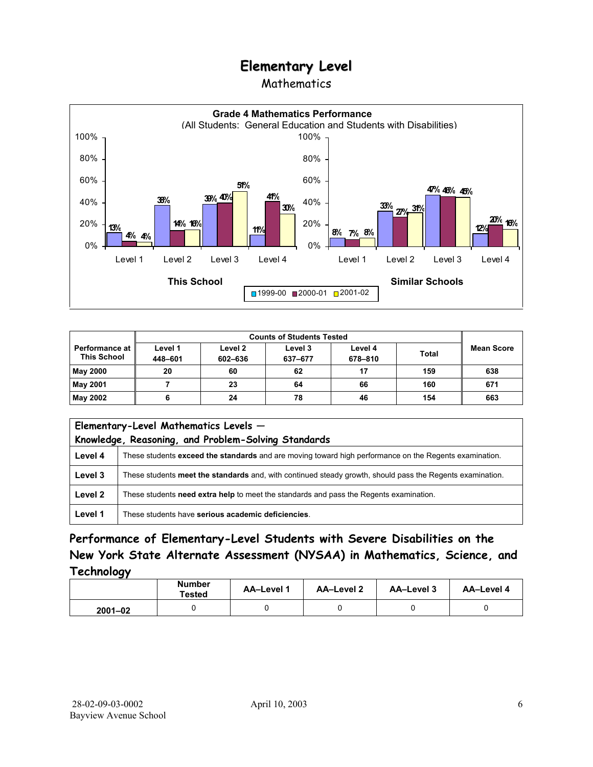# Elementary Level

## Mathematics

Grade 4 Mathematics Performance

(All Students: General Education and Students with Disabilities)

100%
80%
60%
40%
20%
0%

13% 4% 4%
38% 14% 16%
39% 40% 51%
11% 41% 30%

Level 1 Level 2 Level 3 Level 4

This School

100%
80%
60%
40%
20%
0%

8% 7% 8%
33% 27% 31%
47% 46% 45%
12% 20% 16%

Level 1 Level 2 Level 3 Level 4

Similar Schools

1999-00 2000-01 2001-02

| Performance at This School | Counts of Students Tested | | | | | Mean Score |
|---|---|---|---|---|---|---|
| | Level 1 448–601 | Level 2 602–636 | Level 3 637–677 | Level 4 678–810 | Total | |
| **May 2000** | 20 | 60 | 62 | 17 | 159 | 638 |
| **May 2001** | 7 | 23 | 64 | 66 | 160 | 671 |
| **May 2002** | 6 | 24 | 78 | 46 | 154 | 663 |

| Elementary-Level Mathematics Levels — Knowledge, Reasoning, and Problem-Solving Standards | |
|---|---|
| **Level 4** | These students **exceed the standards** and are moving toward high performance on the Regents examination. |
| **Level 3** | These students **meet the standards** and, with continued steady growth, should pass the Regents examination. |
| **Level 2** | These students **need extra help** to meet the standards and pass the Regents examination. |
| **Level 1** | These students have **serious academic deficiencies**. |

## Performance of Elementary-Level Students with Severe Disabilities on the New York State Alternate Assessment (NYSAA) in Mathematics, Science, and Technology

| | Number Tested | AA–Level 1 | AA–Level 2 | AA–Level 3 | AA–Level 4 |
|---|---|---|---|---|---|
| **2001–02** | 0 | 0 | 0 | 0 | 0 |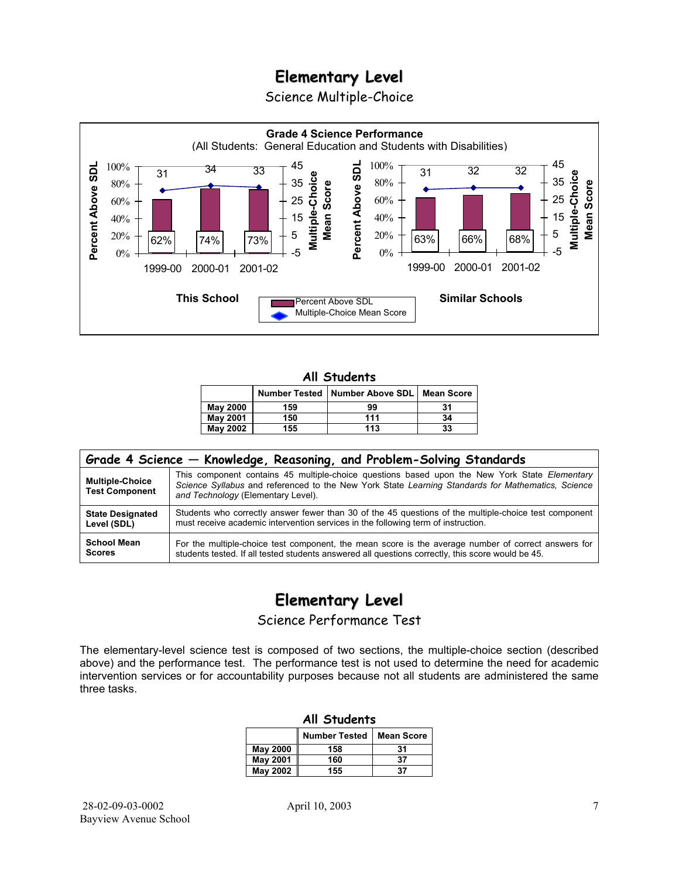# Elementary Level

Science Multiple-Choice

Grade 4 Science Performance
(All Students: General Education and Students with Disabilities)

Percent Above SDL
100%
80%
60%
40%
20%
0%

Multiple-Choice Mean Score
45
35
25
15
5
-5

31 34 33
62% 74% 73%
1999-00 2000-01 2001-02

This School

31 32 32
63% 66% 68%
1999-00 2000-01 2001-02

Similar Schools

Percent Above SDL
Multiple-Choice Mean Score

### All Students

| | Number Tested | Number Above SDL | Mean Score |
|---|---|---|---|
| **May 2000** | 159 | 99 | 31 |
| **May 2001** | 150 | 111 | 34 |
| **May 2002** | 155 | 113 | 33 |

| Grade 4 Science — Knowledge, Reasoning, and Problem-Solving Standards | |
|---|---|
| **Multiple-Choice Test Component** | This component contains 45 multiple-choice questions based upon the New York State *Elementary Science Syllabus* and referenced to the New York State *Learning Standards for Mathematics, Science and Technology* (Elementary Level). |
| **State Designated Level (SDL)** | Students who correctly answer fewer than 30 of the 45 questions of the multiple-choice test component must receive academic intervention services in the following term of instruction. |
| **School Mean Scores** | For the multiple-choice test component, the mean score is the average number of correct answers for students tested. If all tested students answered all questions correctly, this score would be 45. |

# Elementary Level

Science Performance Test

The elementary-level science test is composed of two sections, the multiple-choice section (described above) and the performance test. The performance test is not used to determine the need for academic intervention services or for accountability purposes because not all students are administered the same three tasks.

### All Students

| | Number Tested | Mean Score |
|---|---|---|
| **May 2000** | 158 | 31 |
| **May 2001** | 160 | 37 |
| **May 2002** | 155 | 37 |

28-02-09-03-0002
Bayview Avenue School

April 10, 2003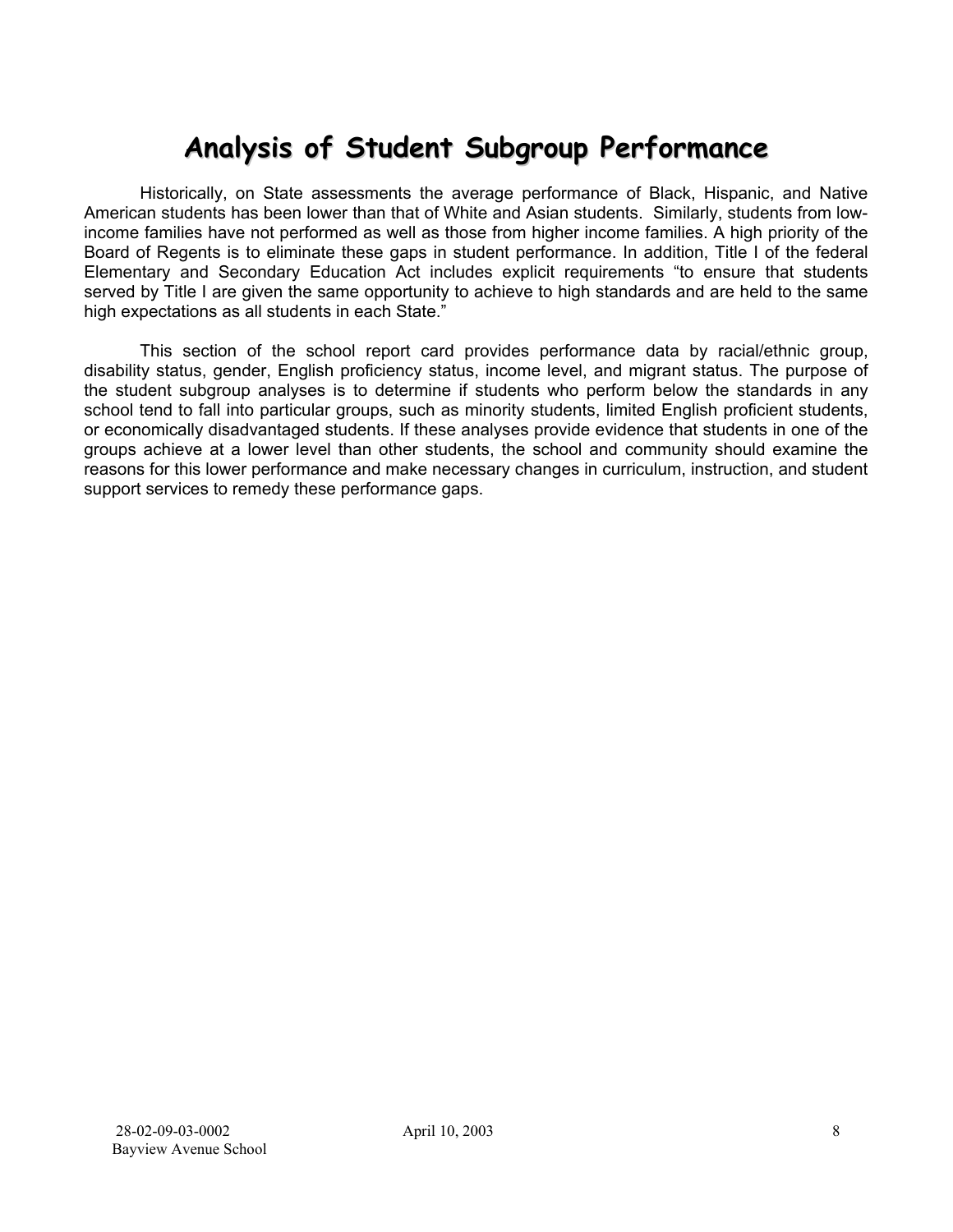# Analysis of Student Subgroup Performance

Historically, on State assessments the average performance of Black, Hispanic, and Native American students has been lower than that of White and Asian students. Similarly, students from low-income families have not performed as well as those from higher income families. A high priority of the Board of Regents is to eliminate these gaps in student performance. In addition, Title I of the federal Elementary and Secondary Education Act includes explicit requirements "to ensure that students served by Title I are given the same opportunity to achieve to high standards and are held to the same high expectations as all students in each State."

This section of the school report card provides performance data by racial/ethnic group, disability status, gender, English proficiency status, income level, and migrant status. The purpose of the student subgroup analyses is to determine if students who perform below the standards in any school tend to fall into particular groups, such as minority students, limited English proficient students, or economically disadvantaged students. If these analyses provide evidence that students in one of the groups achieve at a lower level than other students, the school and community should examine the reasons for this lower performance and make necessary changes in curriculum, instruction, and student support services to remedy these performance gaps.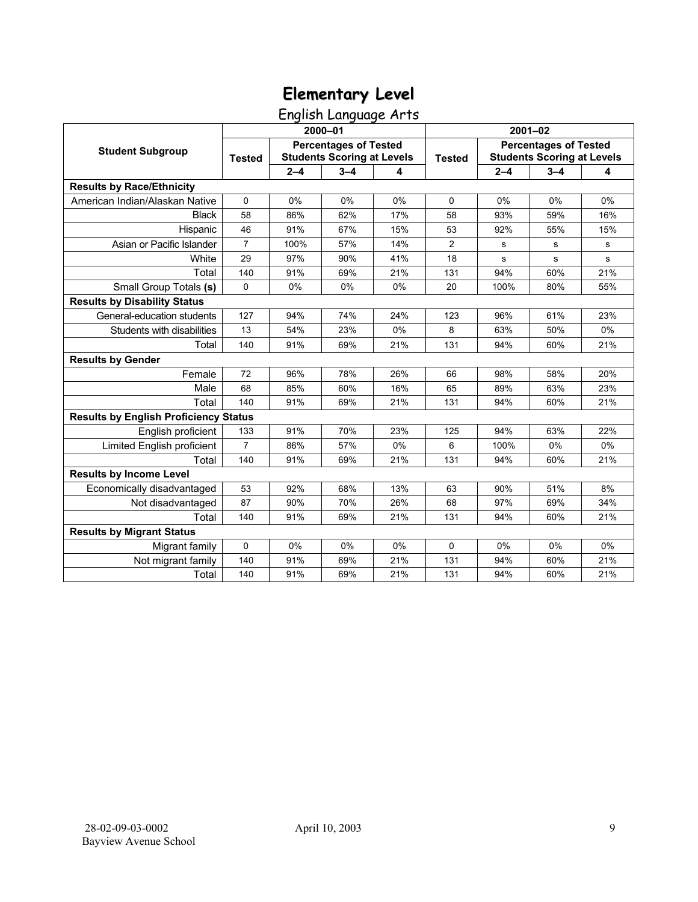# Elementary Level

## English Language Arts

| Student Subgroup | 2000–01 | | | | 2001–02 | | | |
|---|---|---|---|---|---|---|---|---|
| | Tested | Percentages of Tested Students Scoring at Levels | | | Tested | Percentages of Tested Students Scoring at Levels | | |
| | | 2–4 | 3–4 | 4 | | 2–4 | 3–4 | 4 |
| **Results by Race/Ethnicity** | | | | | | | | |
| American Indian/Alaskan Native | 0 | 0% | 0% | 0% | 0 | 0% | 0% | 0% |
| Black | 58 | 86% | 62% | 17% | 58 | 93% | 59% | 16% |
| Hispanic | 46 | 91% | 67% | 15% | 53 | 92% | 55% | 15% |
| Asian or Pacific Islander | 7 | 100% | 57% | 14% | 2 | s | s | s |
| White | 29 | 97% | 90% | 41% | 18 | s | s | s |
| Total | 140 | 91% | 69% | 21% | 131 | 94% | 60% | 21% |
| Small Group Totals **(s)** | 0 | 0% | 0% | 0% | 20 | 100% | 80% | 55% |
| **Results by Disability Status** | | | | | | | | |
| General-education students | 127 | 94% | 74% | 24% | 123 | 96% | 61% | 23% |
| Students with disabilities | 13 | 54% | 23% | 0% | 8 | 63% | 50% | 0% |
| Total | 140 | 91% | 69% | 21% | 131 | 94% | 60% | 21% |
| **Results by Gender** | | | | | | | | |
| Female | 72 | 96% | 78% | 26% | 66 | 98% | 58% | 20% |
| Male | 68 | 85% | 60% | 16% | 65 | 89% | 63% | 23% |
| Total | 140 | 91% | 69% | 21% | 131 | 94% | 60% | 21% |
| **Results by English Proficiency Status** | | | | | | | | |
| English proficient | 133 | 91% | 70% | 23% | 125 | 94% | 63% | 22% |
| Limited English proficient | 7 | 86% | 57% | 0% | 6 | 100% | 0% | 0% |
| Total | 140 | 91% | 69% | 21% | 131 | 94% | 60% | 21% |
| **Results by Income Level** | | | | | | | | |
| Economically disadvantaged | 53 | 92% | 68% | 13% | 63 | 90% | 51% | 8% |
| Not disadvantaged | 87 | 90% | 70% | 26% | 68 | 97% | 69% | 34% |
| Total | 140 | 91% | 69% | 21% | 131 | 94% | 60% | 21% |
| **Results by Migrant Status** | | | | | | | | |
| Migrant family | 0 | 0% | 0% | 0% | 0 | 0% | 0% | 0% |
| Not migrant family | 140 | 91% | 69% | 21% | 131 | 94% | 60% | 21% |
| Total | 140 | 91% | 69% | 21% | 131 | 94% | 60% | 21% |

28-02-09-03-0002
Bayview Avenue School

April 10, 2003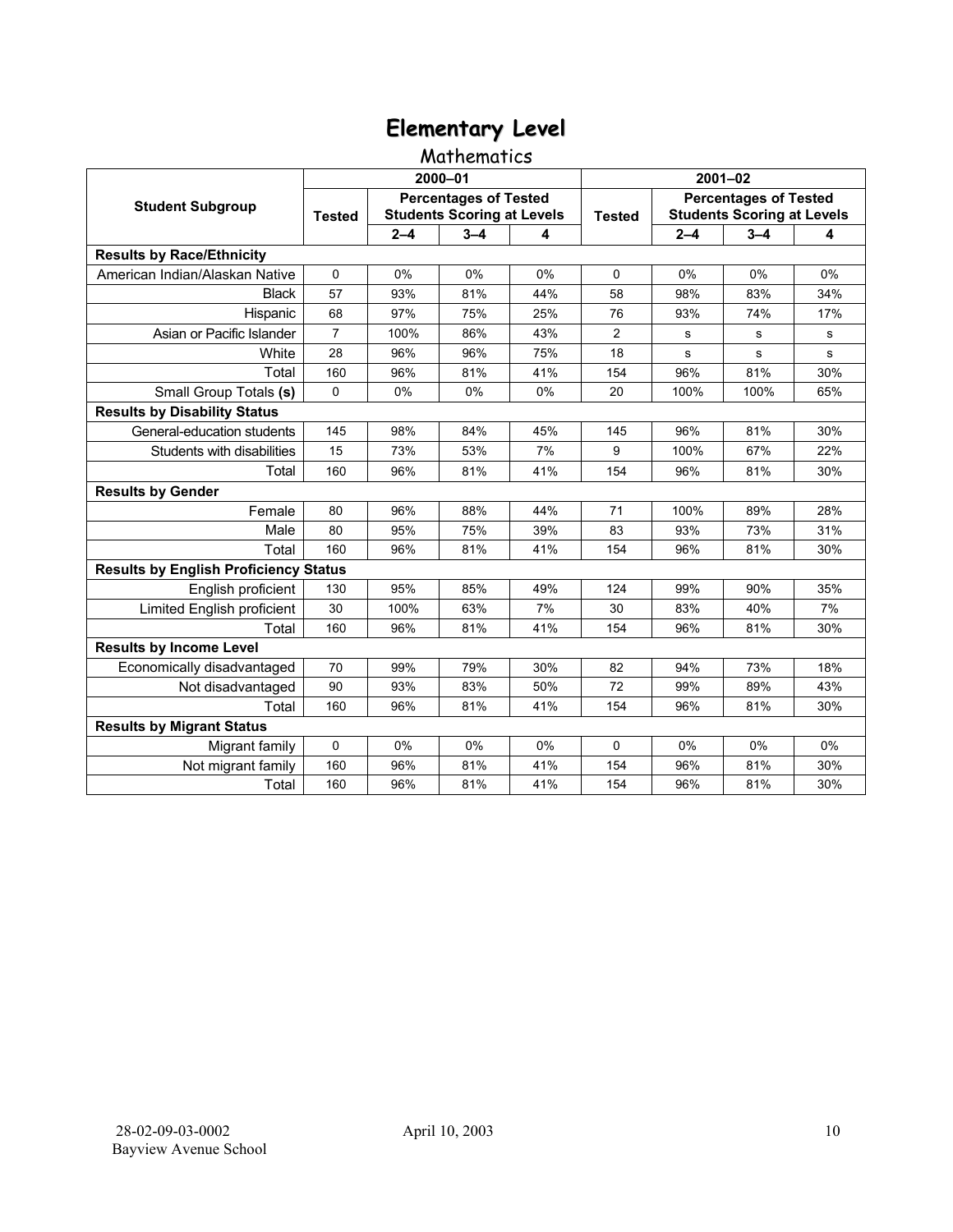# Elementary Level

## Mathematics

| Student Subgroup | 2000–01 | | | | 2001–02 | | | |
|---|---|---|---|---|---|---|---|---|
| | Tested | Percentages of Tested Students Scoring at Levels | | | Tested | Percentages of Tested Students Scoring at Levels | | |
| | | 2–4 | 3–4 | 4 | | 2–4 | 3–4 | 4 |
| **Results by Race/Ethnicity** | | | | | | | | |
| American Indian/Alaskan Native | 0 | 0% | 0% | 0% | 0 | 0% | 0% | 0% |
| Black | 57 | 93% | 81% | 44% | 58 | 98% | 83% | 34% |
| Hispanic | 68 | 97% | 75% | 25% | 76 | 93% | 74% | 17% |
| Asian or Pacific Islander | 7 | 100% | 86% | 43% | 2 | s | s | s |
| White | 28 | 96% | 96% | 75% | 18 | s | s | s |
| Total | 160 | 96% | 81% | 41% | 154 | 96% | 81% | 30% |
| Small Group Totals **(s)** | 0 | 0% | 0% | 0% | 20 | 100% | 100% | 65% |
| **Results by Disability Status** | | | | | | | | |
| General-education students | 145 | 98% | 84% | 45% | 145 | 96% | 81% | 30% |
| Students with disabilities | 15 | 73% | 53% | 7% | 9 | 100% | 67% | 22% |
| Total | 160 | 96% | 81% | 41% | 154 | 96% | 81% | 30% |
| **Results by Gender** | | | | | | | | |
| Female | 80 | 96% | 88% | 44% | 71 | 100% | 89% | 28% |
| Male | 80 | 95% | 75% | 39% | 83 | 93% | 73% | 31% |
| Total | 160 | 96% | 81% | 41% | 154 | 96% | 81% | 30% |
| **Results by English Proficiency Status** | | | | | | | | |
| English proficient | 130 | 95% | 85% | 49% | 124 | 99% | 90% | 35% |
| Limited English proficient | 30 | 100% | 63% | 7% | 30 | 83% | 40% | 7% |
| Total | 160 | 96% | 81% | 41% | 154 | 96% | 81% | 30% |
| **Results by Income Level** | | | | | | | | |
| Economically disadvantaged | 70 | 99% | 79% | 30% | 82 | 94% | 73% | 18% |
| Not disadvantaged | 90 | 93% | 83% | 50% | 72 | 99% | 89% | 43% |
| Total | 160 | 96% | 81% | 41% | 154 | 96% | 81% | 30% |
| **Results by Migrant Status** | | | | | | | | |
| Migrant family | 0 | 0% | 0% | 0% | 0 | 0% | 0% | 0% |
| Not migrant family | 160 | 96% | 81% | 41% | 154 | 96% | 81% | 30% |
| Total | 160 | 96% | 81% | 41% | 154 | 96% | 81% | 30% |

28-02-09-03-0002
Bayview Avenue School

April 10, 2003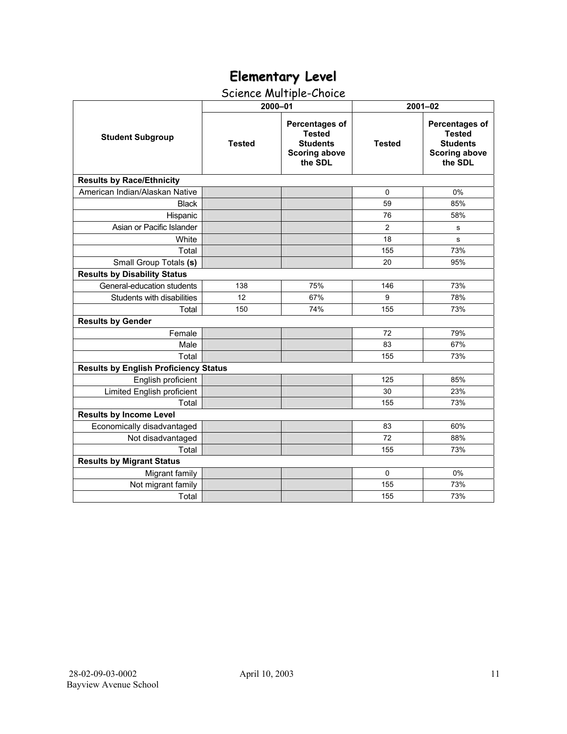# Elementary Level

## Science Multiple-Choice

| Student Subgroup | 2000–01 | | 2001–02 | |
|---|---|---|---|---|
| | Tested | Percentages of Tested Students Scoring above the SDL | Tested | Percentages of Tested Students Scoring above the SDL |
| **Results by Race/Ethnicity** | | | | |
| American Indian/Alaskan Native | | | 0 | 0% |
| Black | | | 59 | 85% |
| Hispanic | | | 76 | 58% |
| Asian or Pacific Islander | | | 2 | s |
| White | | | 18 | s |
| Total | | | 155 | 73% |
| Small Group Totals **(s)** | | | 20 | 95% |
| **Results by Disability Status** | | | | |
| General-education students | 138 | 75% | 146 | 73% |
| Students with disabilities | 12 | 67% | 9 | 78% |
| Total | 150 | 74% | 155 | 73% |
| **Results by Gender** | | | | |
| Female | | | 72 | 79% |
| Male | | | 83 | 67% |
| Total | | | 155 | 73% |
| **Results by English Proficiency Status** | | | | |
| English proficient | | | 125 | 85% |
| Limited English proficient | | | 30 | 23% |
| Total | | | 155 | 73% |
| **Results by Income Level** | | | | |
| Economically disadvantaged | | | 83 | 60% |
| Not disadvantaged | | | 72 | 88% |
| Total | | | 155 | 73% |
| **Results by Migrant Status** | | | | |
| Migrant family | | | 0 | 0% |
| Not migrant family | | | 155 | 73% |
| Total | | | 155 | 73% |

28-02-09-03-0002
Bayview Avenue School

April 10, 2003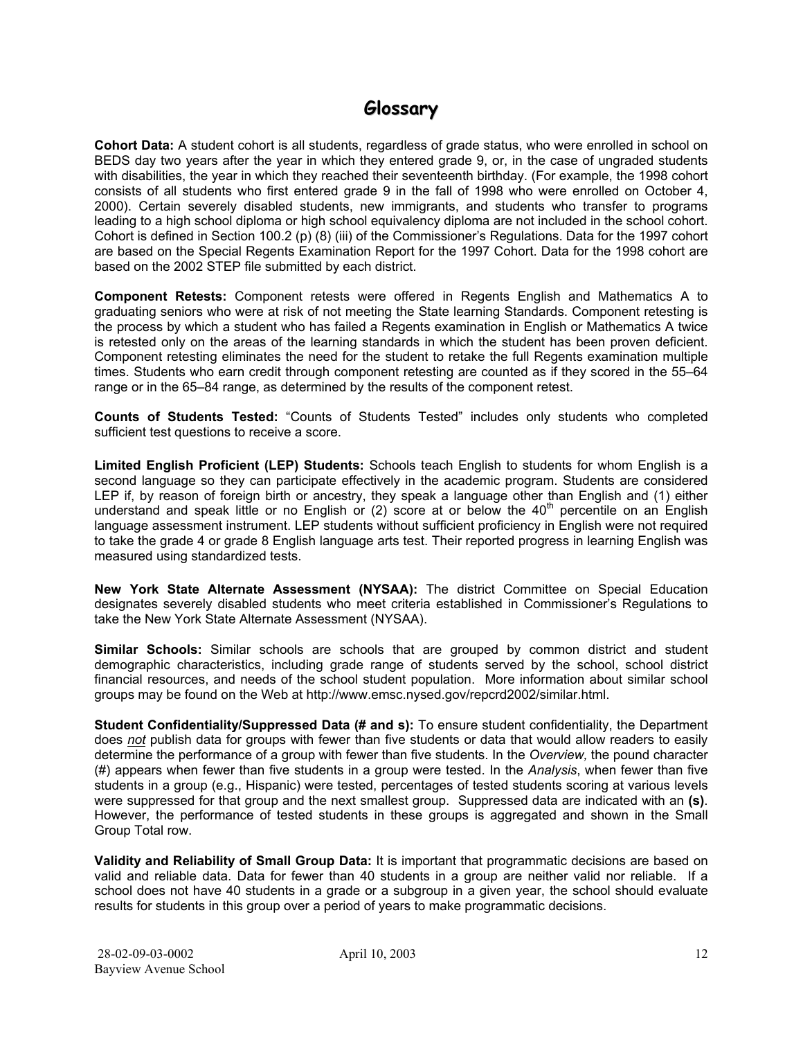# Glossary

**Cohort Data:** A student cohort is all students, regardless of grade status, who were enrolled in school on BEDS day two years after the year in which they entered grade 9, or, in the case of ungraded students with disabilities, the year in which they reached their seventeenth birthday. (For example, the 1998 cohort consists of all students who first entered grade 9 in the fall of 1998 who were enrolled on October 4, 2000). Certain severely disabled students, new immigrants, and students who transfer to programs leading to a high school diploma or high school equivalency diploma are not included in the school cohort. Cohort is defined in Section 100.2 (p) (8) (iii) of the Commissioner's Regulations. Data for the 1997 cohort are based on the Special Regents Examination Report for the 1997 Cohort. Data for the 1998 cohort are based on the 2002 STEP file submitted by each district.

**Component Retests:** Component retests were offered in Regents English and Mathematics A to graduating seniors who were at risk of not meeting the State learning Standards. Component retesting is the process by which a student who has failed a Regents examination in English or Mathematics A twice is retested only on the areas of the learning standards in which the student has been proven deficient. Component retesting eliminates the need for the student to retake the full Regents examination multiple times. Students who earn credit through component retesting are counted as if they scored in the 55–64 range or in the 65–84 range, as determined by the results of the component retest.

**Counts of Students Tested:** "Counts of Students Tested" includes only students who completed sufficient test questions to receive a score.

**Limited English Proficient (LEP) Students:** Schools teach English to students for whom English is a second language so they can participate effectively in the academic program. Students are considered LEP if, by reason of foreign birth or ancestry, they speak a language other than English and (1) either understand and speak little or no English or (2) score at or below the 40th percentile on an English language assessment instrument. LEP students without sufficient proficiency in English were not required to take the grade 4 or grade 8 English language arts test. Their reported progress in learning English was measured using standardized tests.

**New York State Alternate Assessment (NYSAA):** The district Committee on Special Education designates severely disabled students who meet criteria established in Commissioner's Regulations to take the New York State Alternate Assessment (NYSAA).

**Similar Schools:** Similar schools are schools that are grouped by common district and student demographic characteristics, including grade range of students served by the school, school district financial resources, and needs of the school student population. More information about similar school groups may be found on the Web at http://www.emsc.nysed.gov/repcrd2002/similar.html.

**Student Confidentiality/Suppressed Data (# and s):** To ensure student confidentiality, the Department does *not* publish data for groups with fewer than five students or data that would allow readers to easily determine the performance of a group with fewer than five students. In the *Overview,* the pound character (#) appears when fewer than five students in a group were tested. In the *Analysis*, when fewer than five students in a group (e.g., Hispanic) were tested, percentages of tested students scoring at various levels were suppressed for that group and the next smallest group. Suppressed data are indicated with an **(s)**. However, the performance of tested students in these groups is aggregated and shown in the Small Group Total row.

**Validity and Reliability of Small Group Data:** It is important that programmatic decisions are based on valid and reliable data. Data for fewer than 40 students in a group are neither valid nor reliable. If a school does not have 40 students in a grade or a subgroup in a given year, the school should evaluate results for students in this group over a period of years to make programmatic decisions.